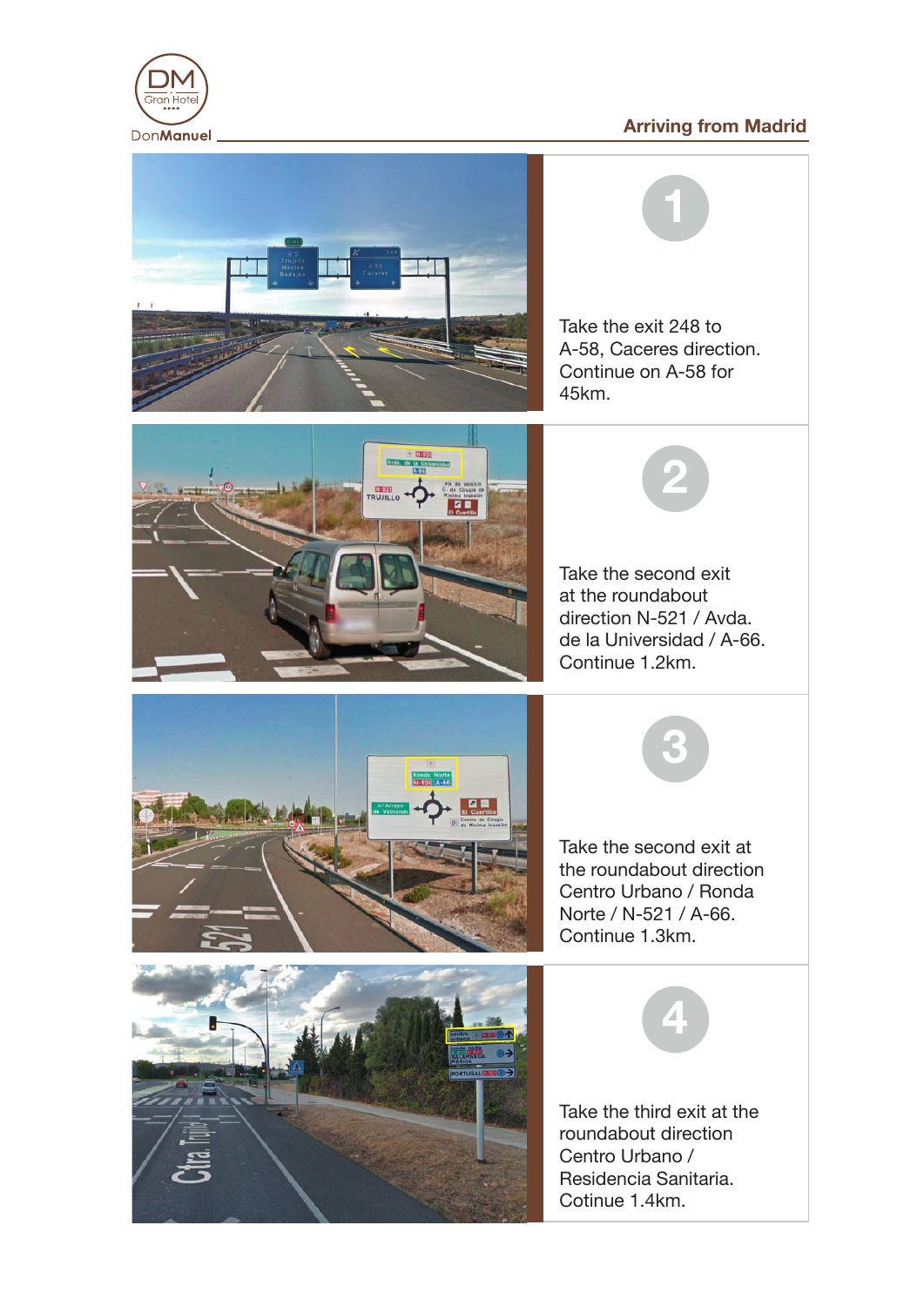## Arriving from Madrid

**1**

Take the exit 248 to A-58, Caceres direction. Continue on A-58 for 45km.

**2**

Take the second exit at the roundabout direction N-521 / Avda. de la Universidad / A-66. Continue 1.2km.

**3**

Take the second exit at the roundabout direction Centro Urbano / Ronda Norte / N-521 / A-66. Continue 1.3km.

**4**

Take the third exit at the roundabout direction Centro Urbano / Residencia Sanitaria. Cotinue 1.4km.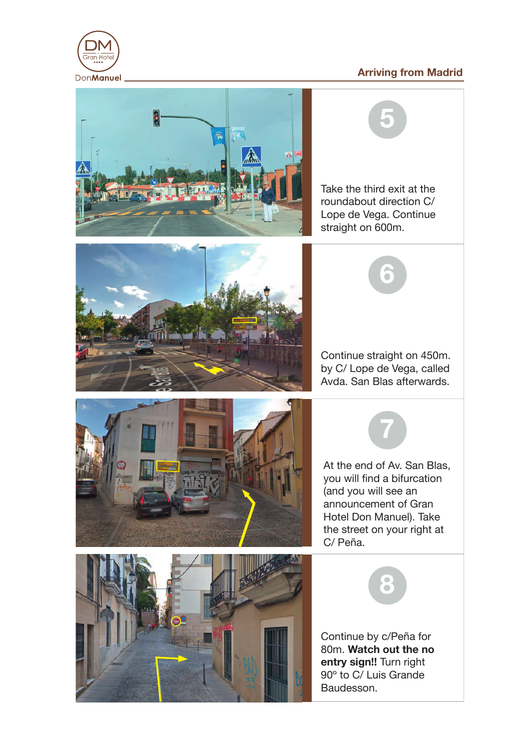## Arriving from Madrid

**5**

Take the third exit at the roundabout direction C/ Lope de Vega. Continue straight on 600m.

**6**

Continue straight on 450m. by C/ Lope de Vega, called Avda. San Blas afterwards.

**7**

At the end of Av. San Blas, you will find a bifurcation (and you will see an announcement of Gran Hotel Don Manuel). Take the street on your right at C/ Peña.

**8**

Continue by c/Peña for 80m. **Watch out the no entry sign!!** Turn right 90º to C/ Luis Grande Baudesson.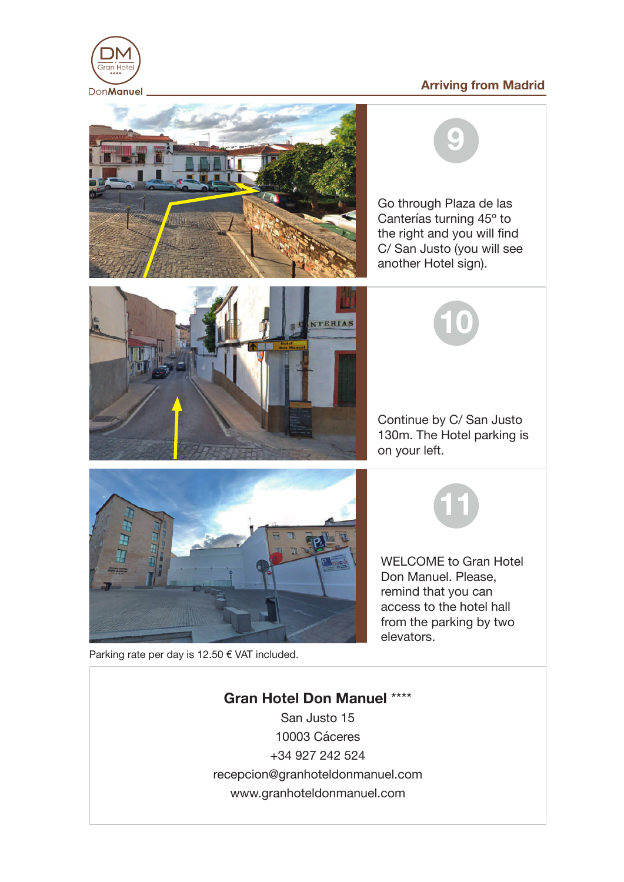## Arriving from Madrid

**9**

Go through Plaza de las Canterías turning 45° to the right and you will find C/ San Justo (you will see another Hotel sign).

**10**

Continue by C/ San Justo 130m. The Hotel parking is on your left.

**11**

WELCOME to Gran Hotel Don Manuel. Please, remind that you can access to the hotel hall from the parking by two elevators.

Parking rate per day is 12.50 € VAT included.

**Gran Hotel Don Manuel** ****

San Justo 15

10003 Cáceres

+34 927 242 524

recepcion@granhoteldonmanuel.com

www.granhoteldonmanuel.com